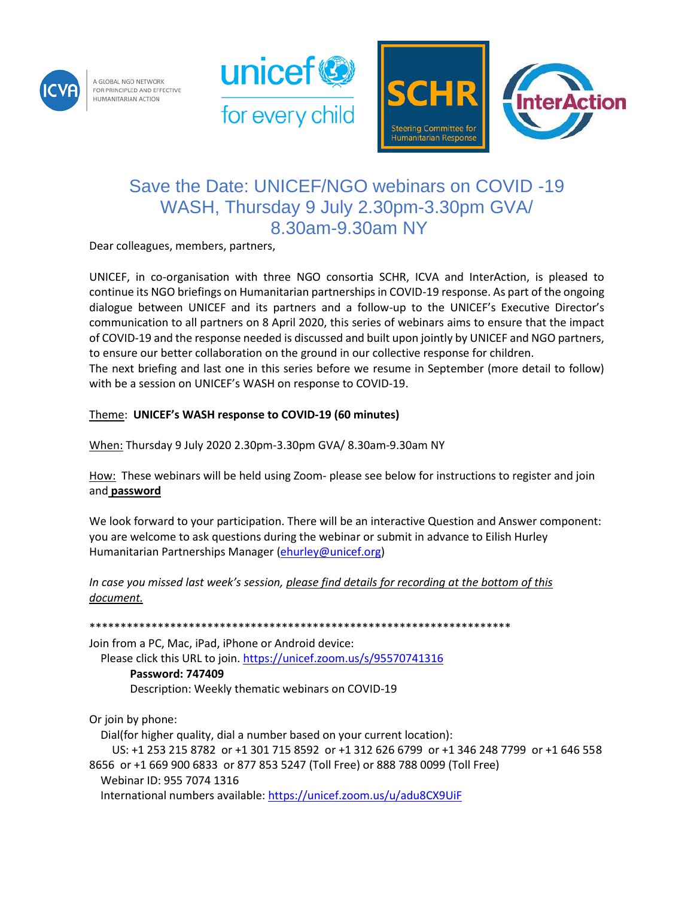A GLOBAL NGO NETWORK FOR PRINCIPLED AND EFFECTIVE HUMANITARIAN ACTION

# Save the Date: UNICEF/NGO webinars on COVID -19 WASH, Thursday 9 July 2.30pm-3.30pm GVA/ 8.30am-9.30am NY

Dear colleagues, members, partners,

UNICEF, in co-organisation with three NGO consortia SCHR, ICVA and InterAction, is pleased to continue its NGO briefings on Humanitarian partnerships in COVID-19 response. As part of the ongoing dialogue between UNICEF and its partners and a follow-up to the UNICEF's Executive Director's communication to all partners on 8 April 2020, this series of webinars aims to ensure that the impact of COVID-19 and the response needed is discussed and built upon jointly by UNICEF and NGO partners, to ensure our better collaboration on the ground in our collective response for children.
The next briefing and last one in this series before we resume in September (more detail to follow) with be a session on UNICEF's WASH on response to COVID-19.

Theme: **UNICEF's WASH response to COVID-19 (60 minutes)**

When: Thursday 9 July 2020 2.30pm-3.30pm GVA/ 8.30am-9.30am NY

How: These webinars will be held using Zoom- please see below for instructions to register and join and **password**

We look forward to your participation. There will be an interactive Question and Answer component: you are welcome to ask questions during the webinar or submit in advance to Eilish Hurley Humanitarian Partnerships Manager (ehurley@unicef.org)

*In case you missed last week's session, please find details for recording at the bottom of this document.*

*********************************************************************

Join from a PC, Mac, iPad, iPhone or Android device:
Please click this URL to join. https://unicef.zoom.us/s/95570741316
**Password: 747409**
Description: Weekly thematic webinars on COVID-19

Or join by phone:
Dial(for higher quality, dial a number based on your current location):
US: +1 253 215 8782 or +1 301 715 8592 or +1 312 626 6799 or +1 346 248 7799 or +1 646 558 8656 or +1 669 900 6833 or 877 853 5247 (Toll Free) or 888 788 0099 (Toll Free)
Webinar ID: 955 7074 1316
International numbers available: https://unicef.zoom.us/u/adu8CX9UiF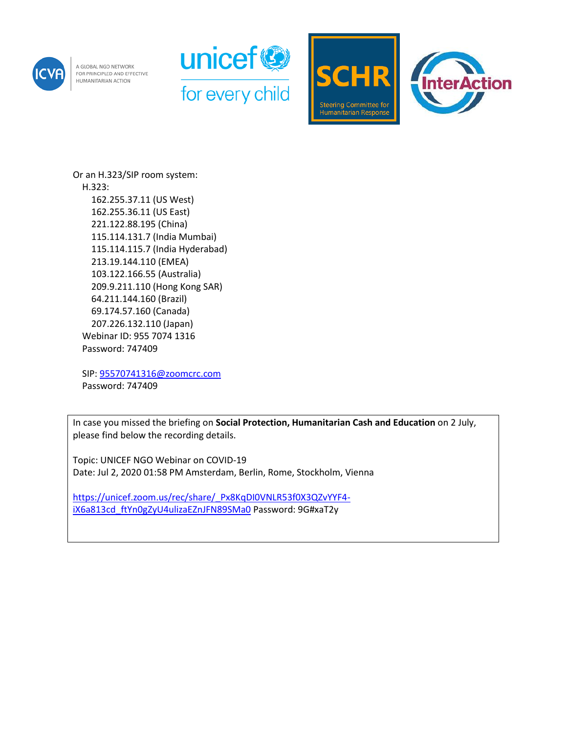Or an H.323/SIP room system:

H.323:

162.255.37.11 (US West)
162.255.36.11 (US East)
221.122.88.195 (China)
115.114.131.7 (India Mumbai)
115.114.115.7 (India Hyderabad)
213.19.144.110 (EMEA)
103.122.166.55 (Australia)
209.9.211.110 (Hong Kong SAR)
64.211.144.160 (Brazil)
69.174.57.160 (Canada)
207.226.132.110 (Japan)

Webinar ID: 955 7074 1316
Password: 747409

SIP: 95570741316@zoomcrc.com
Password: 747409

In case you missed the briefing on **Social Protection, Humanitarian Cash and Education** on 2 July, please find below the recording details.

Topic: UNICEF NGO Webinar on COVID-19
Date: Jul 2, 2020 01:58 PM Amsterdam, Berlin, Rome, Stockholm, Vienna

https://unicef.zoom.us/rec/share/_Px8KqDI0VNLR53f0X3QZvYYF4-iX6a813cd_ftYn0gZyU4ulizaEZnJFN89SMa0 Password: 9G#xaT2y